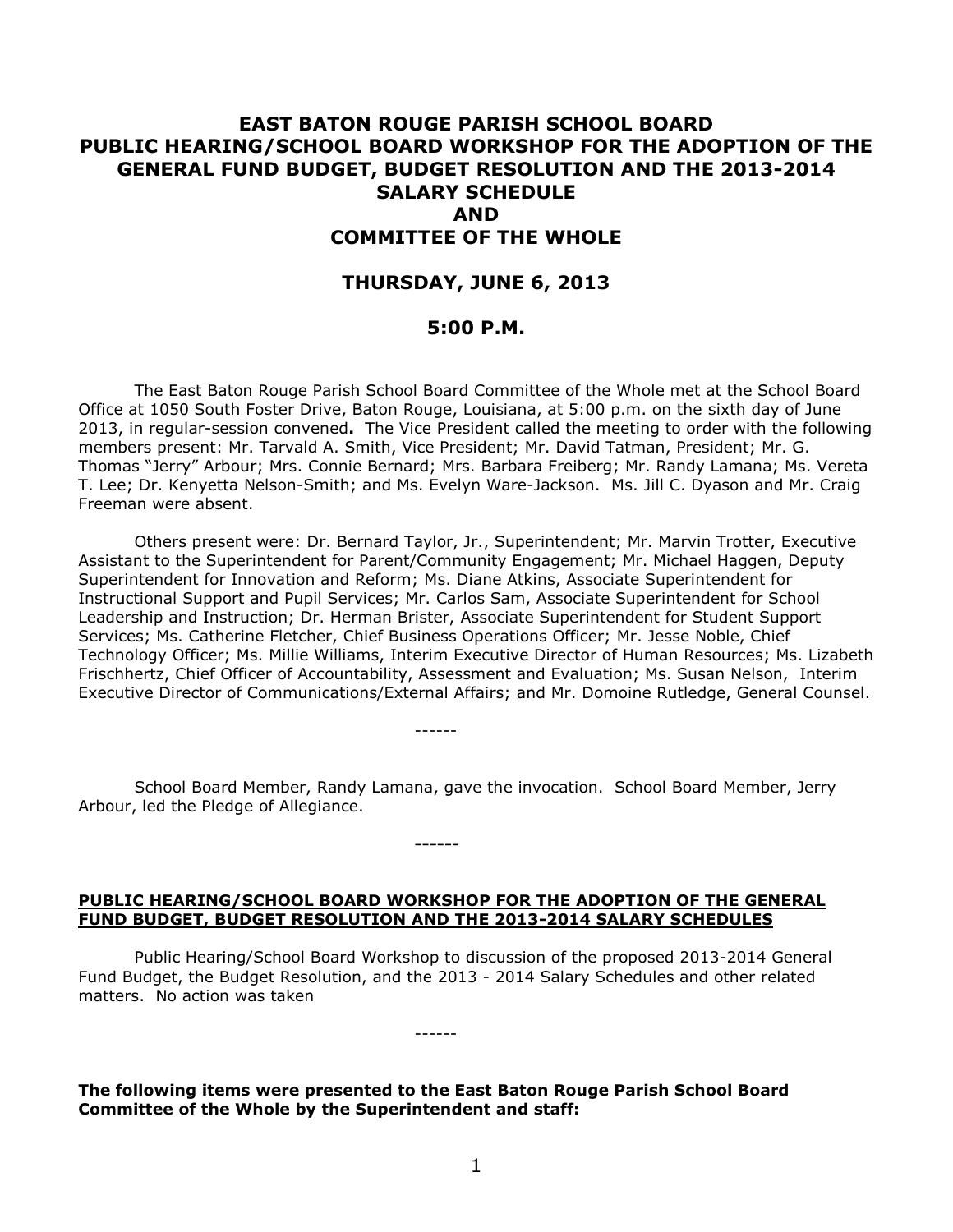# EAST BATON ROUGE PARISH SCHOOL BOARD PUBLIC HEARING/SCHOOL BOARD WORKSHOP FOR THE ADOPTION OF THE GENERAL FUND BUDGET, BUDGET RESOLUTION AND THE 2013-2014 SALARY SCHEDULE AND COMMITTEE OF THE WHOLE

## THURSDAY, JUNE 6, 2013

## 5:00 P.M.

The East Baton Rouge Parish School Board Committee of the Whole met at the School Board Office at 1050 South Foster Drive, Baton Rouge, Louisiana, at 5:00 p.m. on the sixth day of June 2013, in regular-session convened**.** The Vice President called the meeting to order with the following members present: Mr. Tarvald A. Smith, Vice President; Mr. David Tatman, President; Mr. G. Thomas "Jerry" Arbour; Mrs. Connie Bernard; Mrs. Barbara Freiberg; Mr. Randy Lamana; Ms. Vereta T. Lee; Dr. Kenyetta Nelson-Smith; and Ms. Evelyn Ware-Jackson. Ms. Jill C. Dyason and Mr. Craig Freeman were absent.

Others present were: Dr. Bernard Taylor, Jr., Superintendent; Mr. Marvin Trotter, Executive Assistant to the Superintendent for Parent/Community Engagement; Mr. Michael Haggen, Deputy Superintendent for Innovation and Reform; Ms. Diane Atkins, Associate Superintendent for Instructional Support and Pupil Services; Mr. Carlos Sam, Associate Superintendent for School Leadership and Instruction; Dr. Herman Brister, Associate Superintendent for Student Support Services; Ms. Catherine Fletcher, Chief Business Operations Officer; Mr. Jesse Noble, Chief Technology Officer; Ms. Millie Williams, Interim Executive Director of Human Resources; Ms. Lizabeth Frischhertz, Chief Officer of Accountability, Assessment and Evaluation; Ms. Susan Nelson, Interim Executive Director of Communications/External Affairs; and Mr. Domoine Rutledge, General Counsel.

------

School Board Member, Randy Lamana, gave the invocation. School Board Member, Jerry Arbour, led the Pledge of Allegiance.

**------**

**PUBLIC HEARING/SCHOOL BOARD WORKSHOP FOR THE ADOPTION OF THE GENERAL FUND BUDGET, BUDGET RESOLUTION AND THE 2013-2014 SALARY SCHEDULES**

Public Hearing/School Board Workshop to discussion of the proposed 2013-2014 General Fund Budget, the Budget Resolution, and the 2013 - 2014 Salary Schedules and other related matters. No action was taken

------

**The following items were presented to the East Baton Rouge Parish School Board Committee of the Whole by the Superintendent and staff:**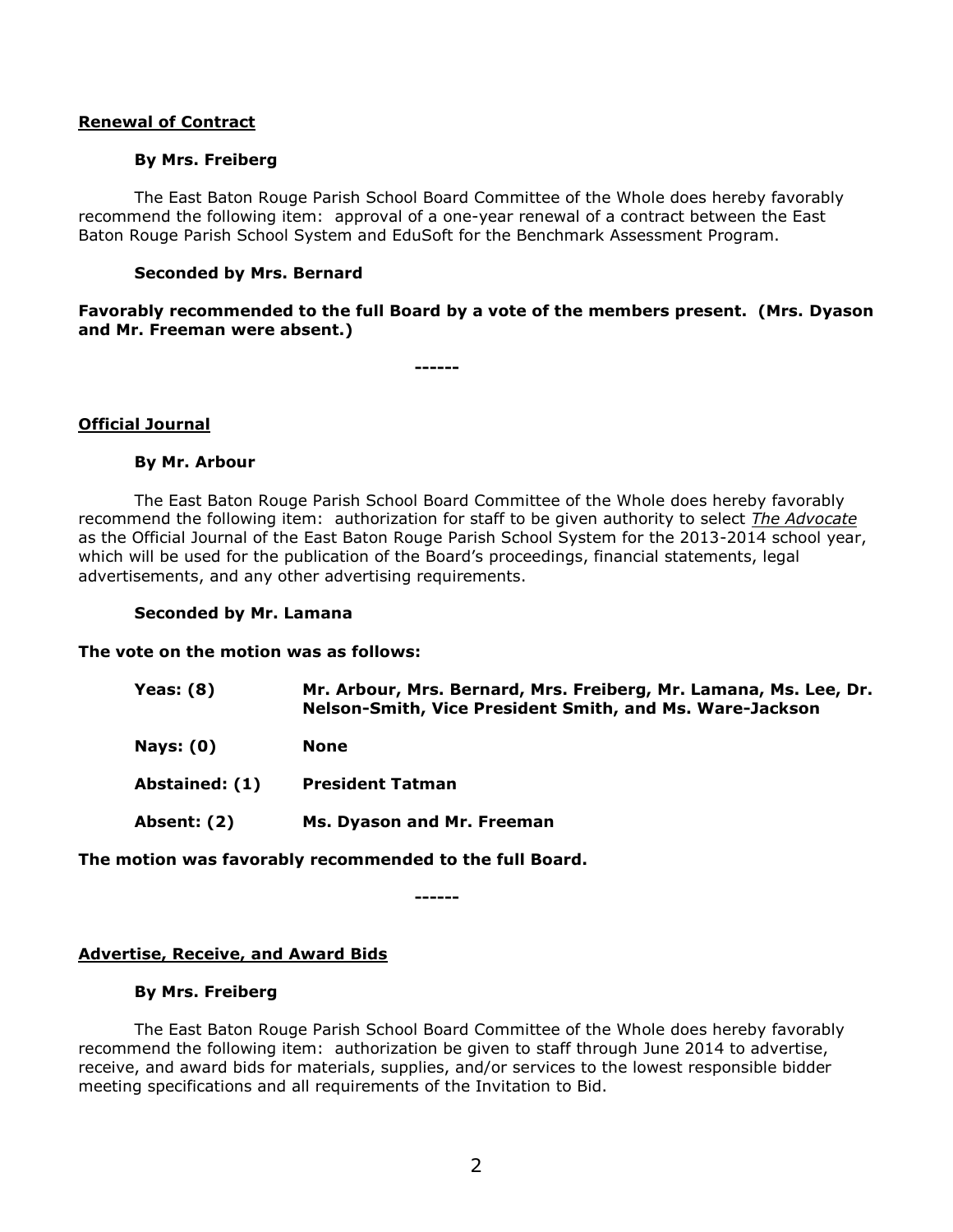**Renewal of Contract**

**By Mrs. Freiberg**

The East Baton Rouge Parish School Board Committee of the Whole does hereby favorably recommend the following item: approval of a one-year renewal of a contract between the East Baton Rouge Parish School System and EduSoft for the Benchmark Assessment Program.

**Seconded by Mrs. Bernard**

**Favorably recommended to the full Board by a vote of the members present. (Mrs. Dyason and Mr. Freeman were absent.)**

------

**Official Journal**

**By Mr. Arbour**

The East Baton Rouge Parish School Board Committee of the Whole does hereby favorably recommend the following item: authorization for staff to be given authority to select ***The Advocate*** as the Official Journal of the East Baton Rouge Parish School System for the 2013-2014 school year, which will be used for the publication of the Board's proceedings, financial statements, legal advertisements, and any other advertising requirements.

**Seconded by Mr. Lamana**

**The vote on the motion was as follows:**

| | |
|---|---|
| **Yeas: (8)** | **Mr. Arbour, Mrs. Bernard, Mrs. Freiberg, Mr. Lamana, Ms. Lee, Dr. Nelson-Smith, Vice President Smith, and Ms. Ware-Jackson** |
| **Nays: (0)** | **None** |
| **Abstained: (1)** | **President Tatman** |
| **Absent: (2)** | **Ms. Dyason and Mr. Freeman** |

**The motion was favorably recommended to the full Board.**

------

**Advertise, Receive, and Award Bids**

**By Mrs. Freiberg**

The East Baton Rouge Parish School Board Committee of the Whole does hereby favorably recommend the following item: authorization be given to staff through June 2014 to advertise, receive, and award bids for materials, supplies, and/or services to the lowest responsible bidder meeting specifications and all requirements of the Invitation to Bid.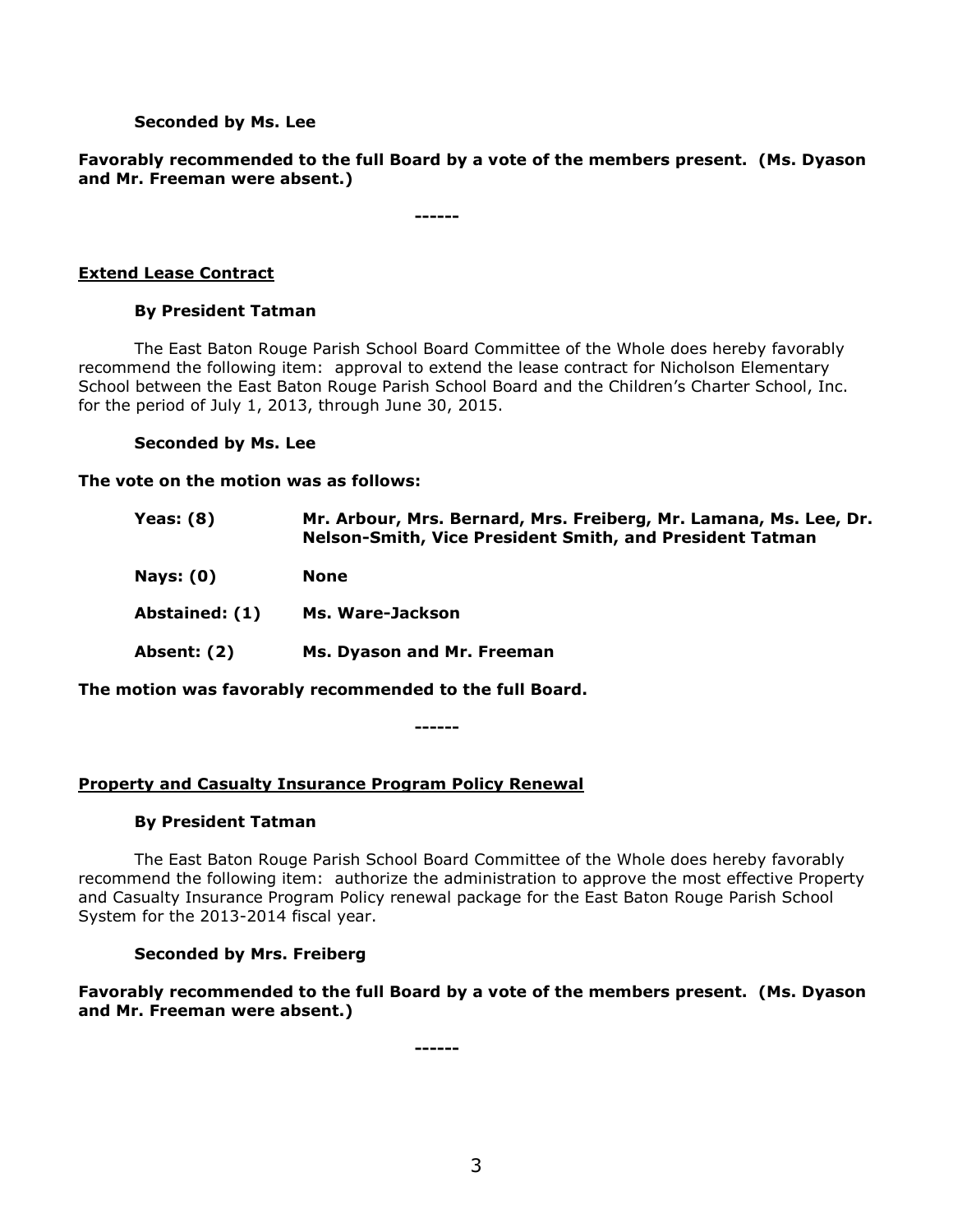**Seconded by Ms. Lee**

**Favorably recommended to the full Board by a vote of the members present. (Ms. Dyason and Mr. Freeman were absent.)**

**------**

**Extend Lease Contract**

**By President Tatman**

The East Baton Rouge Parish School Board Committee of the Whole does hereby favorably recommend the following item: approval to extend the lease contract for Nicholson Elementary School between the East Baton Rouge Parish School Board and the Children's Charter School, Inc. for the period of July 1, 2013, through June 30, 2015.

**Seconded by Ms. Lee**

**The vote on the motion was as follows:**

| | |
|---|---|
| **Yeas: (8)** | **Mr. Arbour, Mrs. Bernard, Mrs. Freiberg, Mr. Lamana, Ms. Lee, Dr. Nelson-Smith, Vice President Smith, and President Tatman** |
| **Nays: (0)** | **None** |
| **Abstained: (1)** | **Ms. Ware-Jackson** |
| **Absent: (2)** | **Ms. Dyason and Mr. Freeman** |

**The motion was favorably recommended to the full Board.**

**------**

**Property and Casualty Insurance Program Policy Renewal**

**By President Tatman**

The East Baton Rouge Parish School Board Committee of the Whole does hereby favorably recommend the following item: authorize the administration to approve the most effective Property and Casualty Insurance Program Policy renewal package for the East Baton Rouge Parish School System for the 2013-2014 fiscal year.

**Seconded by Mrs. Freiberg**

**Favorably recommended to the full Board by a vote of the members present. (Ms. Dyason and Mr. Freeman were absent.)**

**------**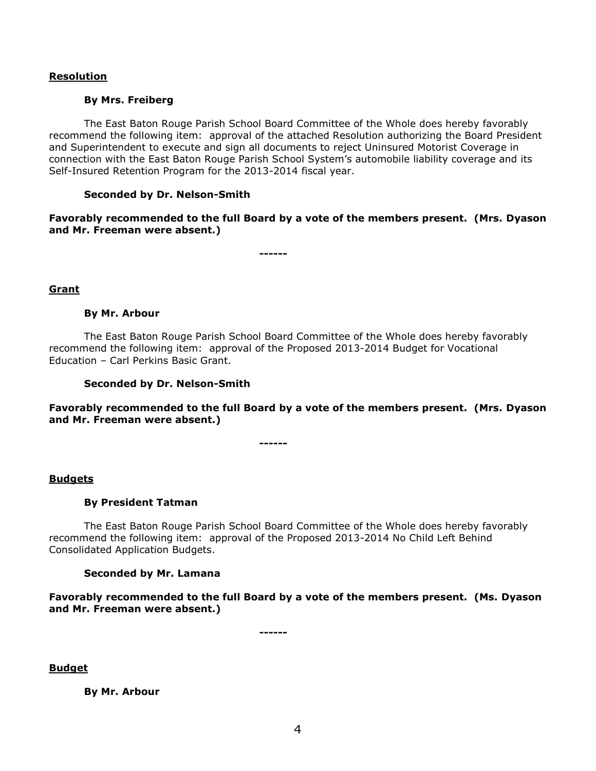**Resolution**

**By Mrs. Freiberg**

The East Baton Rouge Parish School Board Committee of the Whole does hereby favorably recommend the following item: approval of the attached Resolution authorizing the Board President and Superintendent to execute and sign all documents to reject Uninsured Motorist Coverage in connection with the East Baton Rouge Parish School System's automobile liability coverage and its Self-Insured Retention Program for the 2013-2014 fiscal year.

**Seconded by Dr. Nelson-Smith**

**Favorably recommended to the full Board by a vote of the members present. (Mrs. Dyason and Mr. Freeman were absent.)**

**------**

**Grant**

**By Mr. Arbour**

The East Baton Rouge Parish School Board Committee of the Whole does hereby favorably recommend the following item: approval of the Proposed 2013-2014 Budget for Vocational Education – Carl Perkins Basic Grant.

**Seconded by Dr. Nelson-Smith**

**Favorably recommended to the full Board by a vote of the members present. (Mrs. Dyason and Mr. Freeman were absent.)**

**------**

**Budgets**

**By President Tatman**

The East Baton Rouge Parish School Board Committee of the Whole does hereby favorably recommend the following item: approval of the Proposed 2013-2014 No Child Left Behind Consolidated Application Budgets.

**Seconded by Mr. Lamana**

**Favorably recommended to the full Board by a vote of the members present. (Ms. Dyason and Mr. Freeman were absent.)**

**------**

**Budget**

**By Mr. Arbour**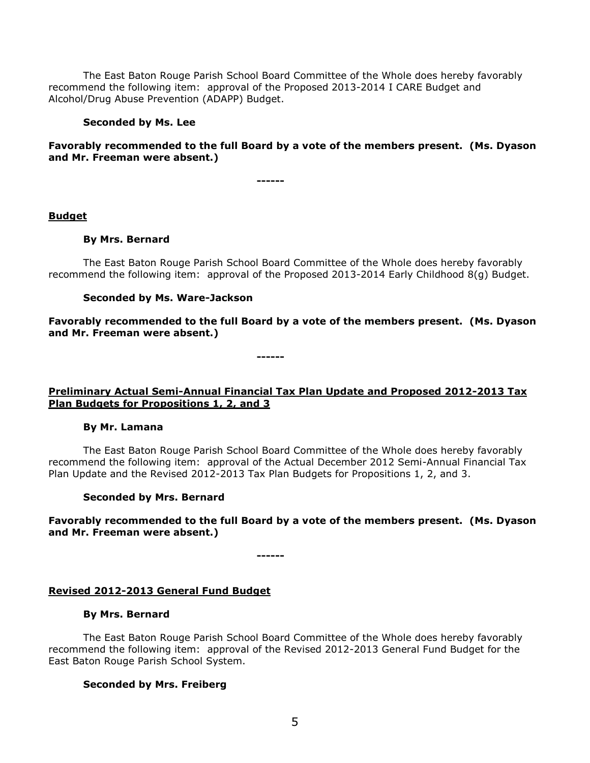The East Baton Rouge Parish School Board Committee of the Whole does hereby favorably recommend the following item: approval of the Proposed 2013-2014 I CARE Budget and Alcohol/Drug Abuse Prevention (ADAPP) Budget.

**Seconded by Ms. Lee**

**Favorably recommended to the full Board by a vote of the members present. (Ms. Dyason and Mr. Freeman were absent.)**

**------**

**Budget**

**By Mrs. Bernard**

The East Baton Rouge Parish School Board Committee of the Whole does hereby favorably recommend the following item: approval of the Proposed 2013-2014 Early Childhood 8(g) Budget.

**Seconded by Ms. Ware-Jackson**

**Favorably recommended to the full Board by a vote of the members present. (Ms. Dyason and Mr. Freeman were absent.)**

**------**

**Preliminary Actual Semi-Annual Financial Tax Plan Update and Proposed 2012-2013 Tax Plan Budgets for Propositions 1, 2, and 3**

**By Mr. Lamana**

The East Baton Rouge Parish School Board Committee of the Whole does hereby favorably recommend the following item: approval of the Actual December 2012 Semi-Annual Financial Tax Plan Update and the Revised 2012-2013 Tax Plan Budgets for Propositions 1, 2, and 3.

**Seconded by Mrs. Bernard**

**Favorably recommended to the full Board by a vote of the members present. (Ms. Dyason and Mr. Freeman were absent.)**

**------**

**Revised 2012-2013 General Fund Budget**

**By Mrs. Bernard**

The East Baton Rouge Parish School Board Committee of the Whole does hereby favorably recommend the following item: approval of the Revised 2012-2013 General Fund Budget for the East Baton Rouge Parish School System.

**Seconded by Mrs. Freiberg**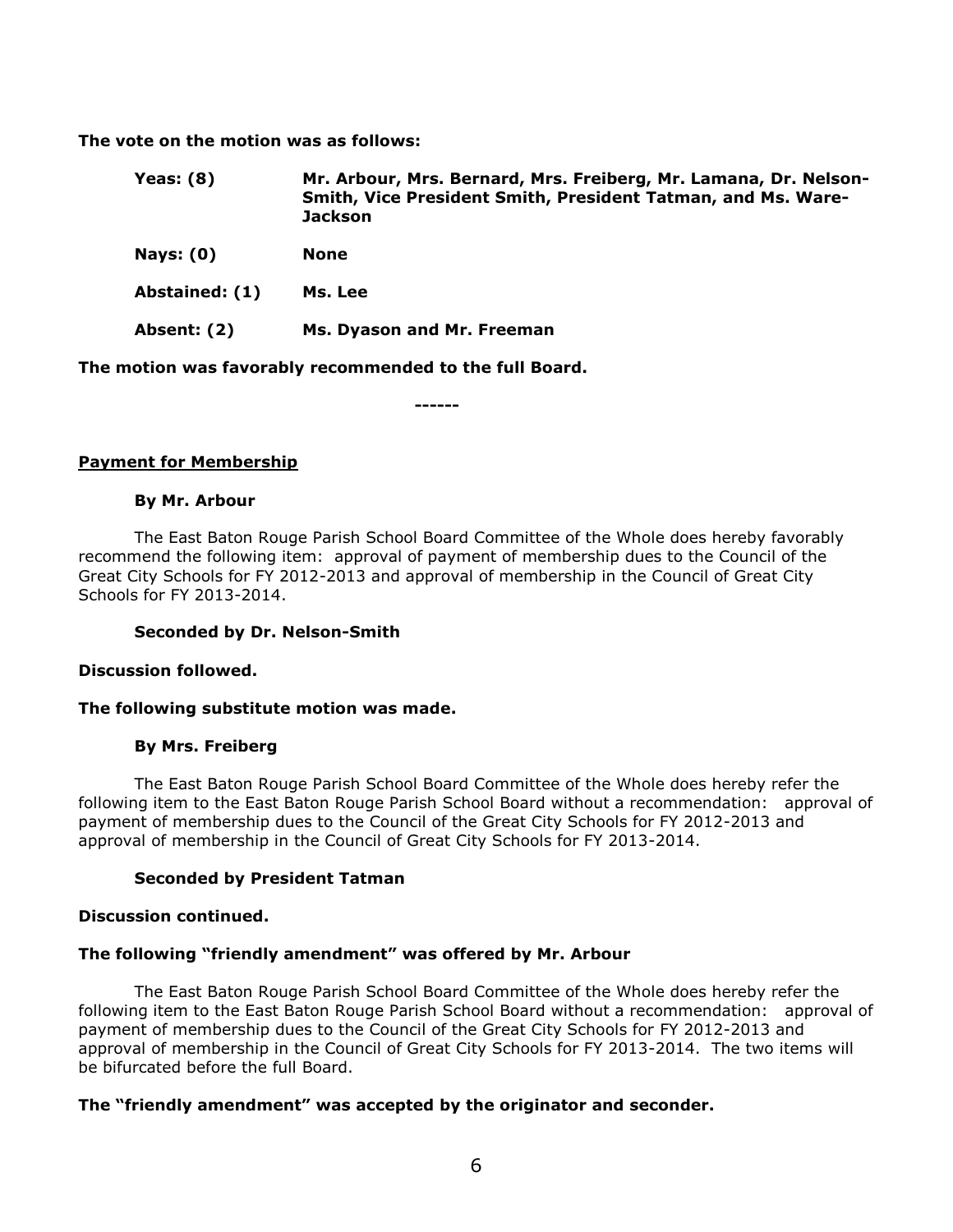**The vote on the motion was as follows:**

| | |
|---|---|
| **Yeas: (8)** | **Mr. Arbour, Mrs. Bernard, Mrs. Freiberg, Mr. Lamana, Dr. Nelson-Smith, Vice President Smith, President Tatman, and Ms. Ware-Jackson** |
| **Nays: (0)** | **None** |
| **Abstained: (1)** | **Ms. Lee** |
| **Absent: (2)** | **Ms. Dyason and Mr. Freeman** |

**The motion was favorably recommended to the full Board.**

**------**

**Payment for Membership**

**By Mr. Arbour**

The East Baton Rouge Parish School Board Committee of the Whole does hereby favorably recommend the following item: approval of payment of membership dues to the Council of the Great City Schools for FY 2012-2013 and approval of membership in the Council of Great City Schools for FY 2013-2014.

**Seconded by Dr. Nelson-Smith**

**Discussion followed.**

**The following substitute motion was made.**

**By Mrs. Freiberg**

The East Baton Rouge Parish School Board Committee of the Whole does hereby refer the following item to the East Baton Rouge Parish School Board without a recommendation: approval of payment of membership dues to the Council of the Great City Schools for FY 2012-2013 and approval of membership in the Council of Great City Schools for FY 2013-2014.

**Seconded by President Tatman**

**Discussion continued.**

**The following "friendly amendment" was offered by Mr. Arbour**

The East Baton Rouge Parish School Board Committee of the Whole does hereby refer the following item to the East Baton Rouge Parish School Board without a recommendation: approval of payment of membership dues to the Council of the Great City Schools for FY 2012-2013 and approval of membership in the Council of Great City Schools for FY 2013-2014. The two items will be bifurcated before the full Board.

**The "friendly amendment" was accepted by the originator and seconder.**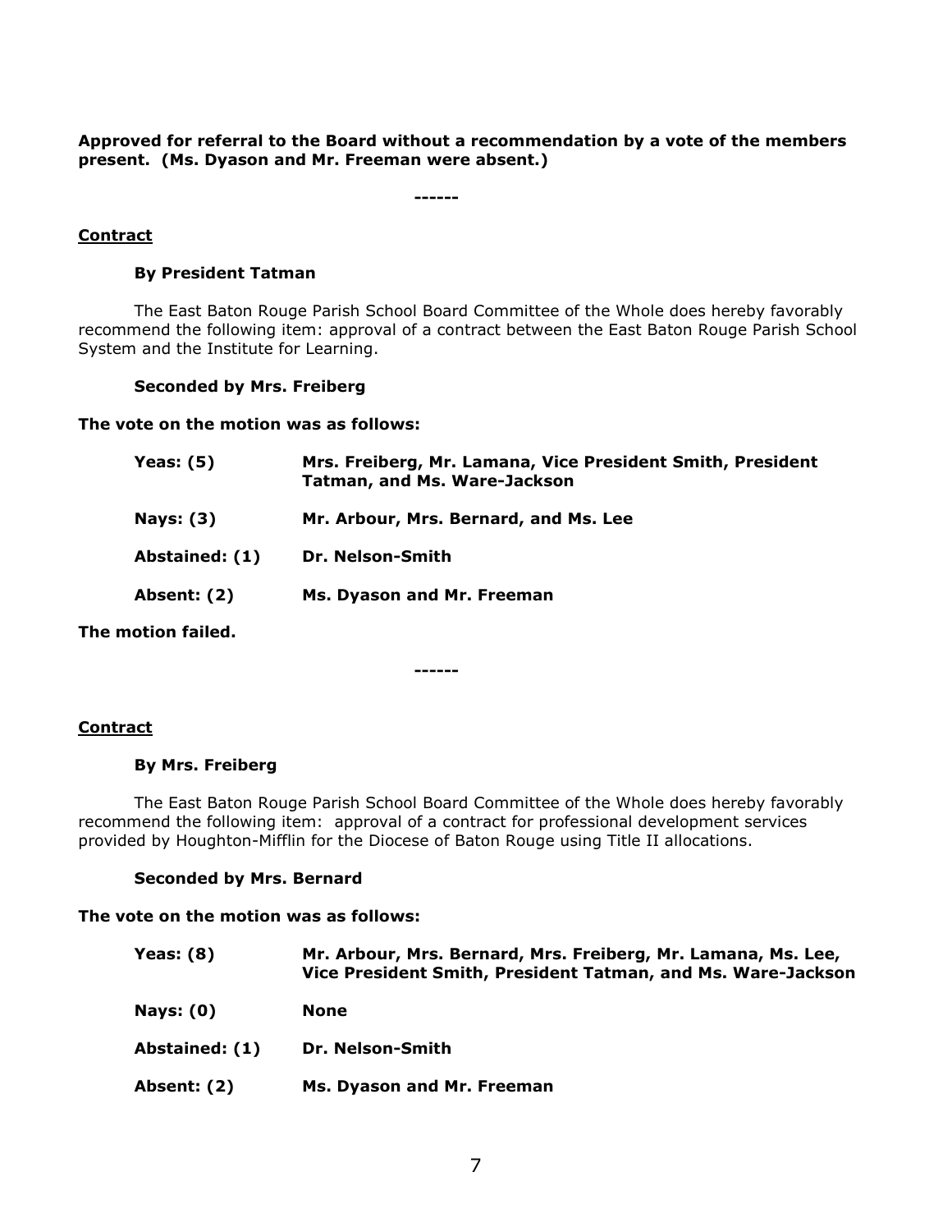**Approved for referral to the Board without a recommendation by a vote of the members present. (Ms. Dyason and Mr. Freeman were absent.)**

------

**Contract**

**By President Tatman**

The East Baton Rouge Parish School Board Committee of the Whole does hereby favorably recommend the following item: approval of a contract between the East Baton Rouge Parish School System and the Institute for Learning.

**Seconded by Mrs. Freiberg**

**The vote on the motion was as follows:**

| | |
|---|---|
| **Yeas: (5)** | **Mrs. Freiberg, Mr. Lamana, Vice President Smith, President Tatman, and Ms. Ware-Jackson** |
| **Nays: (3)** | **Mr. Arbour, Mrs. Bernard, and Ms. Lee** |
| **Abstained: (1)** | **Dr. Nelson-Smith** |
| **Absent: (2)** | **Ms. Dyason and Mr. Freeman** |

**The motion failed.**

------

**Contract**

**By Mrs. Freiberg**

The East Baton Rouge Parish School Board Committee of the Whole does hereby favorably recommend the following item: approval of a contract for professional development services provided by Houghton-Mifflin for the Diocese of Baton Rouge using Title II allocations.

**Seconded by Mrs. Bernard**

**The vote on the motion was as follows:**

| | |
|---|---|
| **Yeas: (8)** | **Mr. Arbour, Mrs. Bernard, Mrs. Freiberg, Mr. Lamana, Ms. Lee, Vice President Smith, President Tatman, and Ms. Ware-Jackson** |
| **Nays: (0)** | **None** |
| **Abstained: (1)** | **Dr. Nelson-Smith** |
| **Absent: (2)** | **Ms. Dyason and Mr. Freeman** |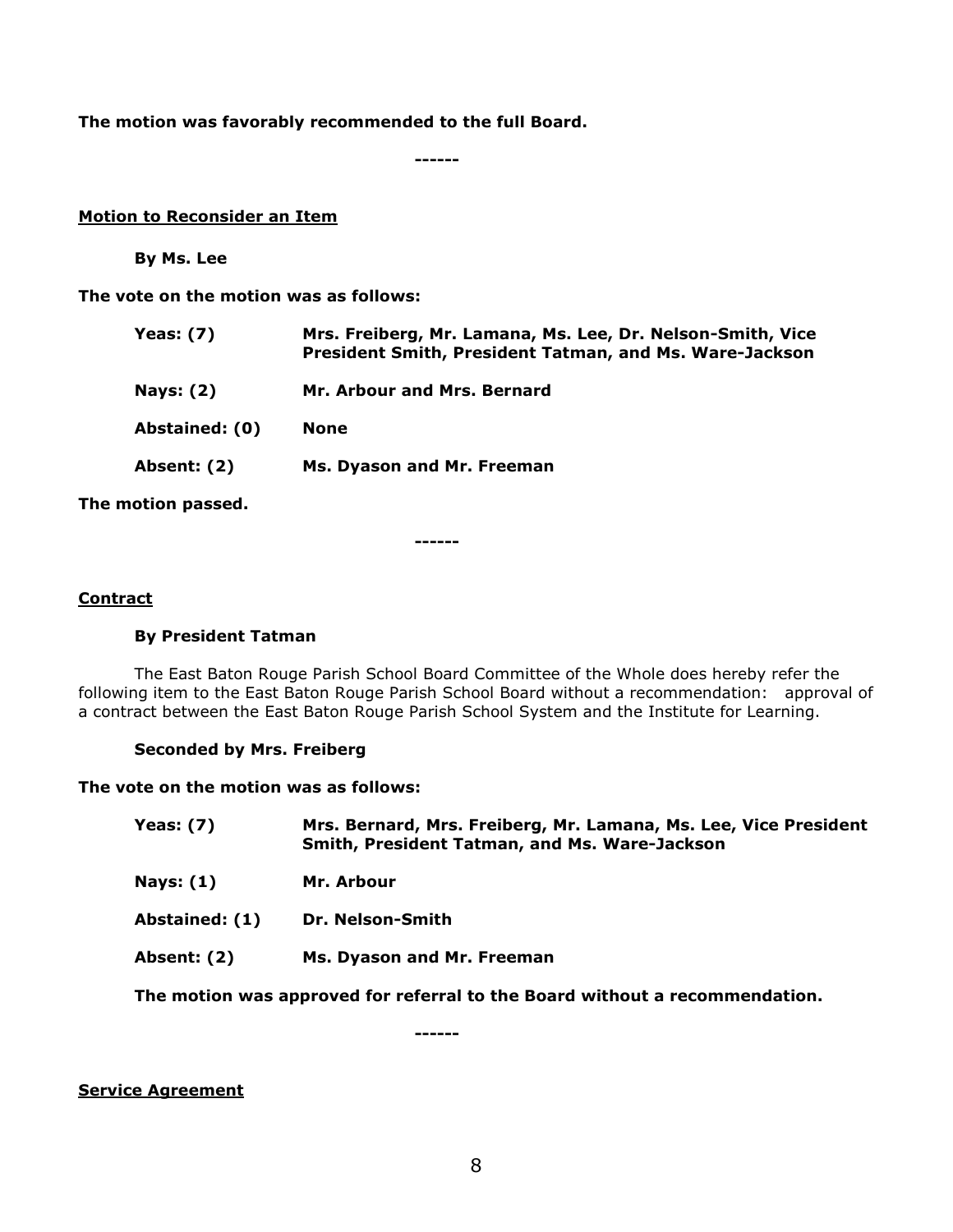**The motion was favorably recommended to the full Board.**

**------**

**Motion to Reconsider an Item**

**By Ms. Lee**

**The vote on the motion was as follows:**

| | |
|---|---|
| **Yeas: (7)** | **Mrs. Freiberg, Mr. Lamana, Ms. Lee, Dr. Nelson-Smith, Vice President Smith, President Tatman, and Ms. Ware-Jackson** |
| **Nays: (2)** | **Mr. Arbour and Mrs. Bernard** |
| **Abstained: (0)** | **None** |
| **Absent: (2)** | **Ms. Dyason and Mr. Freeman** |

**The motion passed.**

**------**

**Contract**

**By President Tatman**

The East Baton Rouge Parish School Board Committee of the Whole does hereby refer the following item to the East Baton Rouge Parish School Board without a recommendation: approval of a contract between the East Baton Rouge Parish School System and the Institute for Learning.

**Seconded by Mrs. Freiberg**

**The vote on the motion was as follows:**

| | |
|---|---|
| **Yeas: (7)** | **Mrs. Bernard, Mrs. Freiberg, Mr. Lamana, Ms. Lee, Vice President Smith, President Tatman, and Ms. Ware-Jackson** |
| **Nays: (1)** | **Mr. Arbour** |
| **Abstained: (1)** | **Dr. Nelson-Smith** |
| **Absent: (2)** | **Ms. Dyason and Mr. Freeman** |

**The motion was approved for referral to the Board without a recommendation.**

**------**

**Service Agreement**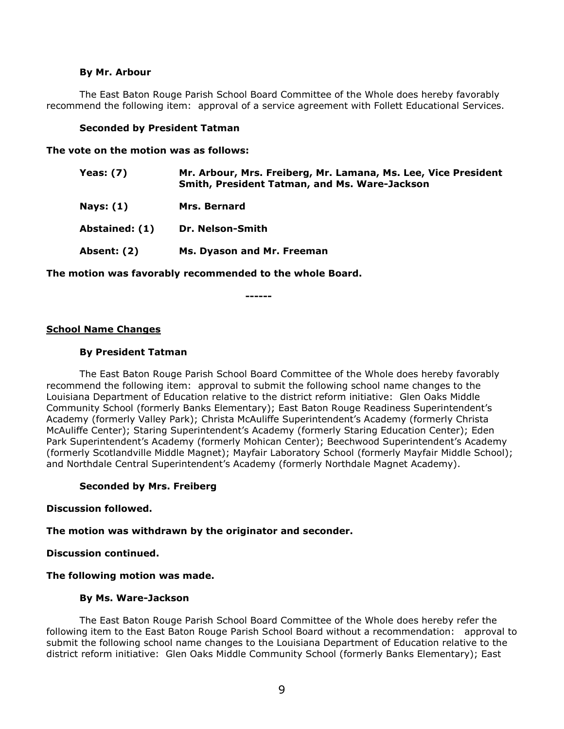**By Mr. Arbour**

The East Baton Rouge Parish School Board Committee of the Whole does hereby favorably recommend the following item: approval of a service agreement with Follett Educational Services.

**Seconded by President Tatman**

**The vote on the motion was as follows:**

| | |
|---|---|
| **Yeas: (7)** | **Mr. Arbour, Mrs. Freiberg, Mr. Lamana, Ms. Lee, Vice President Smith, President Tatman, and Ms. Ware-Jackson** |
| **Nays: (1)** | **Mrs. Bernard** |
| **Abstained: (1)** | **Dr. Nelson-Smith** |
| **Absent: (2)** | **Ms. Dyason and Mr. Freeman** |

**The motion was favorably recommended to the whole Board.**

**------**

**School Name Changes**

**By President Tatman**

The East Baton Rouge Parish School Board Committee of the Whole does hereby favorably recommend the following item: approval to submit the following school name changes to the Louisiana Department of Education relative to the district reform initiative: Glen Oaks Middle Community School (formerly Banks Elementary); East Baton Rouge Readiness Superintendent's Academy (formerly Valley Park); Christa McAuliffe Superintendent's Academy (formerly Christa McAuliffe Center); Staring Superintendent's Academy (formerly Staring Education Center); Eden Park Superintendent's Academy (formerly Mohican Center); Beechwood Superintendent's Academy (formerly Scotlandville Middle Magnet); Mayfair Laboratory School (formerly Mayfair Middle School); and Northdale Central Superintendent's Academy (formerly Northdale Magnet Academy).

**Seconded by Mrs. Freiberg**

**Discussion followed.**

**The motion was withdrawn by the originator and seconder.**

**Discussion continued.**

**The following motion was made.**

**By Ms. Ware-Jackson**

The East Baton Rouge Parish School Board Committee of the Whole does hereby refer the following item to the East Baton Rouge Parish School Board without a recommendation: approval to submit the following school name changes to the Louisiana Department of Education relative to the district reform initiative: Glen Oaks Middle Community School (formerly Banks Elementary); East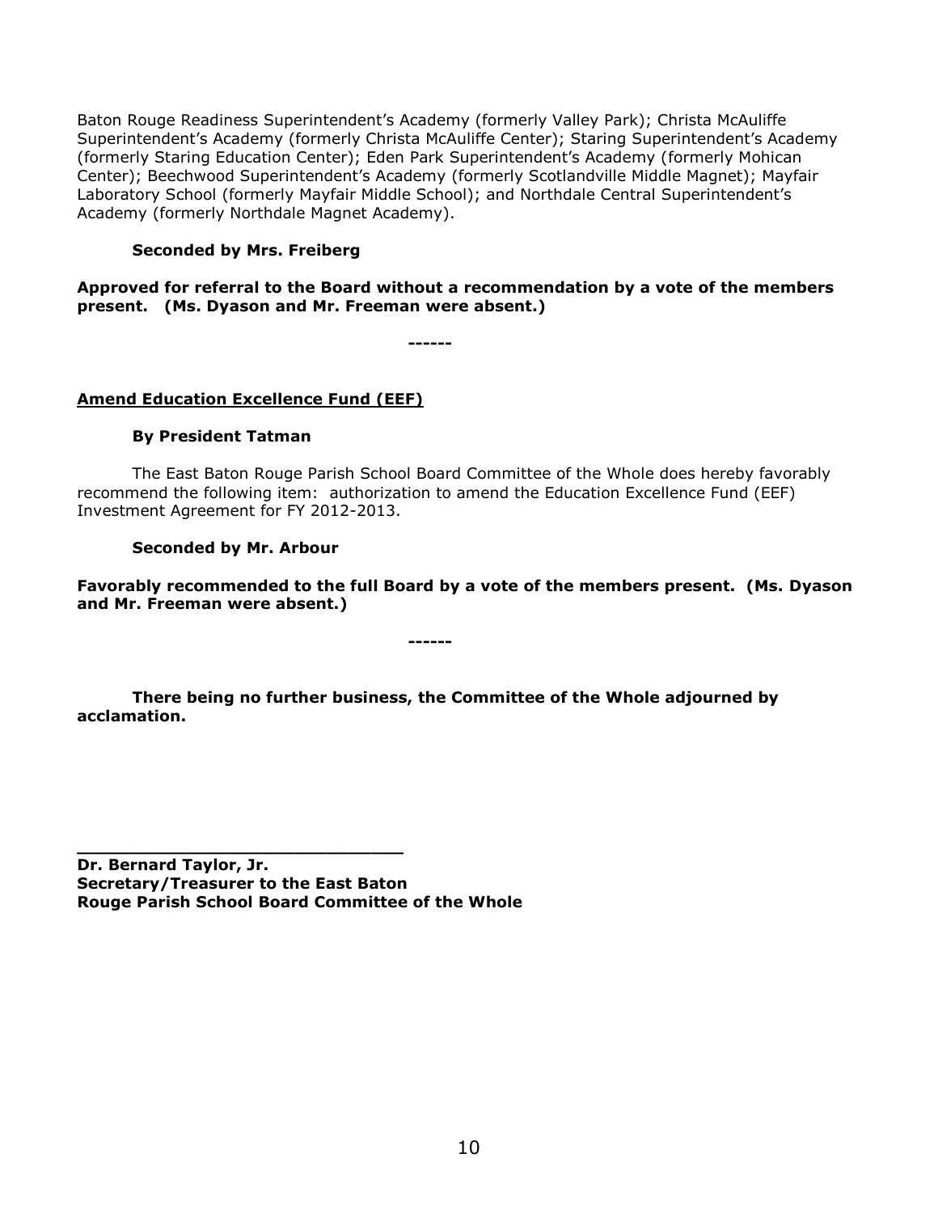Baton Rouge Readiness Superintendent's Academy (formerly Valley Park); Christa McAuliffe Superintendent's Academy (formerly Christa McAuliffe Center); Staring Superintendent's Academy (formerly Staring Education Center); Eden Park Superintendent's Academy (formerly Mohican Center); Beechwood Superintendent's Academy (formerly Scotlandville Middle Magnet); Mayfair Laboratory School (formerly Mayfair Middle School); and Northdale Central Superintendent's Academy (formerly Northdale Magnet Academy).

**Seconded by Mrs. Freiberg**

**Approved for referral to the Board without a recommendation by a vote of the members present. (Ms. Dyason and Mr. Freeman were absent.)**

**------**

**Amend Education Excellence Fund (EEF)**

**By President Tatman**

The East Baton Rouge Parish School Board Committee of the Whole does hereby favorably recommend the following item: authorization to amend the Education Excellence Fund (EEF) Investment Agreement for FY 2012-2013.

**Seconded by Mr. Arbour**

**Favorably recommended to the full Board by a vote of the members present. (Ms. Dyason and Mr. Freeman were absent.)**

**------**

**There being no further business, the Committee of the Whole adjourned by acclamation.**

\_\_\_\_\_\_\_\_\_\_\_\_\_\_\_\_\_\_\_\_\_\_\_\_\_\_\_\_\_\_\_\_

**Dr. Bernard Taylor, Jr.**
**Secretary/Treasurer to the East Baton Rouge Parish School Board Committee of the Whole**